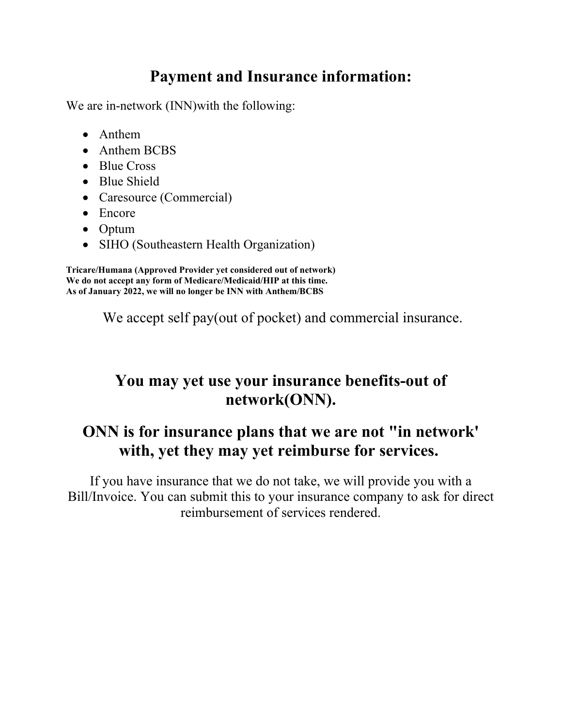# Payment and Insurance information:

We are in-network (INN)with the following:

- Anthem
- Anthem BCBS
- Blue Cross
- Blue Shield
- Caresource (Commercial)
- Encore
- Optum
- SIHO (Southeastern Health Organization)

**Tricare/Humana (Approved Provider yet considered out of network)**
**We do not accept any form of Medicare/Medicaid/HIP at this time.**
**As of January 2022, we will no longer be INN with Anthem/BCBS**

We accept self pay(out of pocket) and commercial insurance.

## You may yet use your insurance benefits-out of network(ONN).

## ONN is for insurance plans that we are not "in network' with, yet they may yet reimburse for services.

If you have insurance that we do not take, we will provide you with a Bill/Invoice. You can submit this to your insurance company to ask for direct reimbursement of services rendered.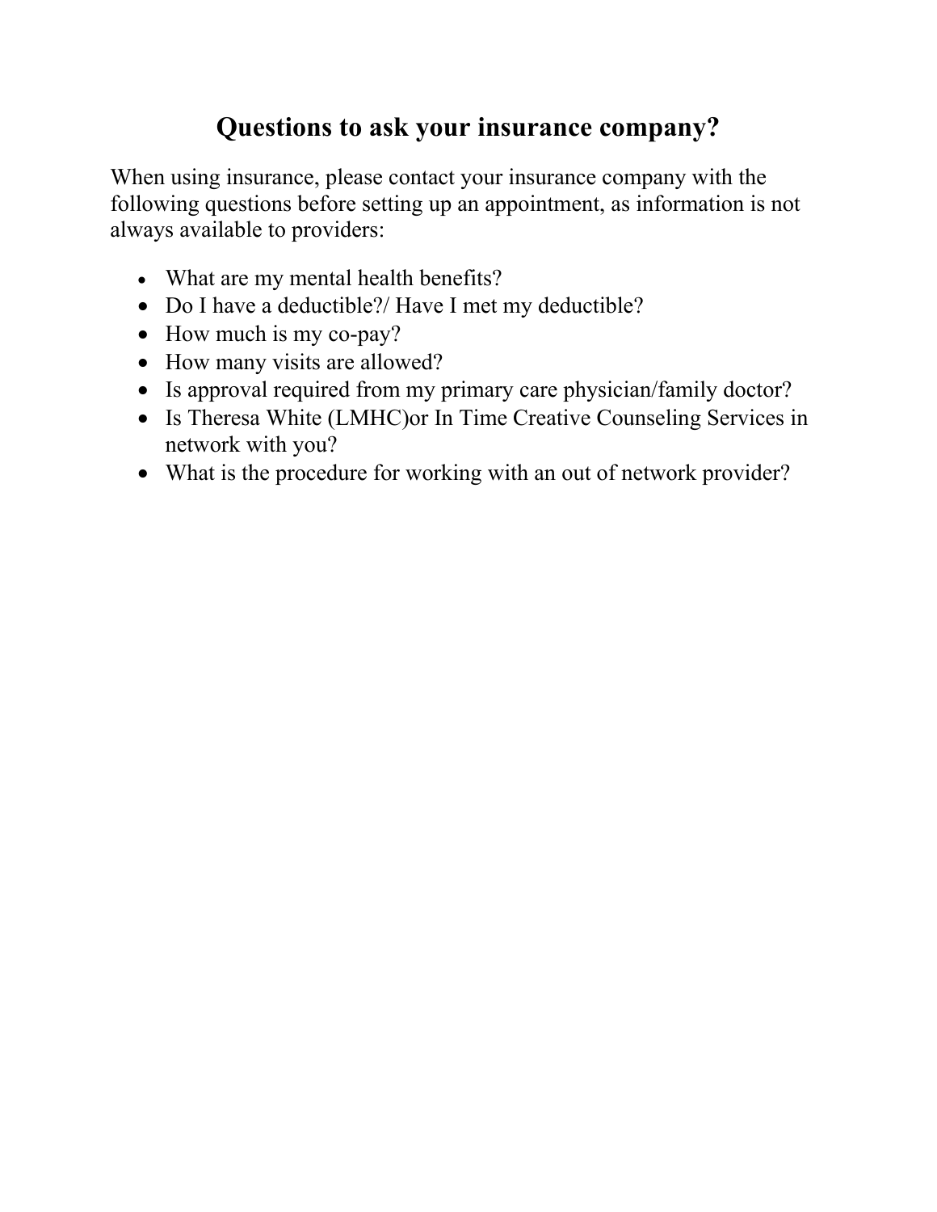# Questions to ask your insurance company?

When using insurance, please contact your insurance company with the following questions before setting up an appointment, as information is not always available to providers:

- What are my mental health benefits?
- Do I have a deductible?/ Have I met my deductible?
- How much is my co-pay?
- How many visits are allowed?
- Is approval required from my primary care physician/family doctor?
- Is Theresa White (LMHC)or In Time Creative Counseling Services in network with you?
- What is the procedure for working with an out of network provider?